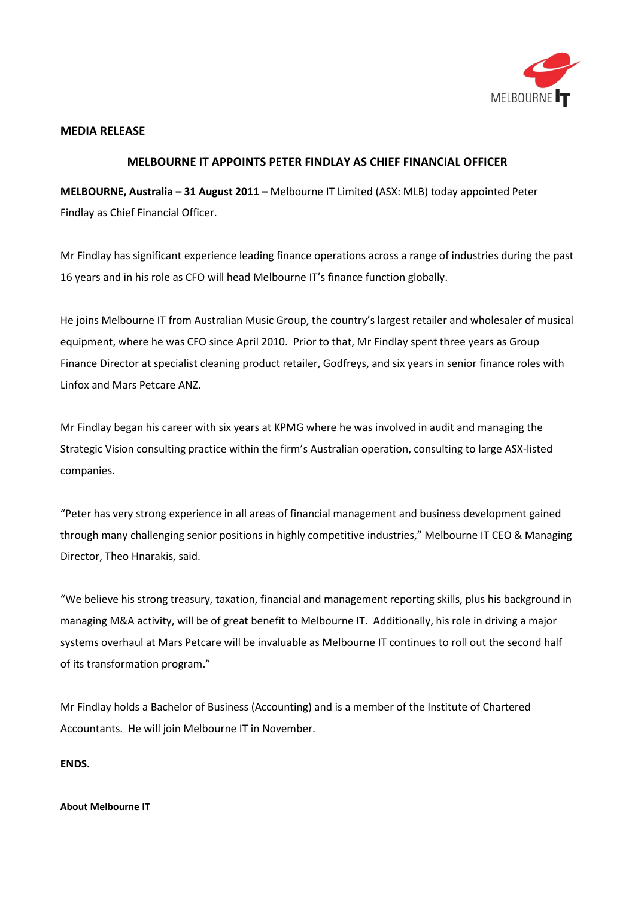**MEDIA RELEASE**

## MELBOURNE IT APPOINTS PETER FINDLAY AS CHIEF FINANCIAL OFFICER

**MELBOURNE, Australia – 31 August 2011 –** Melbourne IT Limited (ASX: MLB) today appointed Peter Findlay as Chief Financial Officer.

Mr Findlay has significant experience leading finance operations across a range of industries during the past 16 years and in his role as CFO will head Melbourne IT's finance function globally.

He joins Melbourne IT from Australian Music Group, the country's largest retailer and wholesaler of musical equipment, where he was CFO since April 2010. Prior to that, Mr Findlay spent three years as Group Finance Director at specialist cleaning product retailer, Godfreys, and six years in senior finance roles with Linfox and Mars Petcare ANZ.

Mr Findlay began his career with six years at KPMG where he was involved in audit and managing the Strategic Vision consulting practice within the firm's Australian operation, consulting to large ASX-listed companies.

"Peter has very strong experience in all areas of financial management and business development gained through many challenging senior positions in highly competitive industries," Melbourne IT CEO & Managing Director, Theo Hnarakis, said.

"We believe his strong treasury, taxation, financial and management reporting skills, plus his background in managing M&A activity, will be of great benefit to Melbourne IT. Additionally, his role in driving a major systems overhaul at Mars Petcare will be invaluable as Melbourne IT continues to roll out the second half of its transformation program."

Mr Findlay holds a Bachelor of Business (Accounting) and is a member of the Institute of Chartered Accountants. He will join Melbourne IT in November.

**ENDS.**

**About Melbourne IT**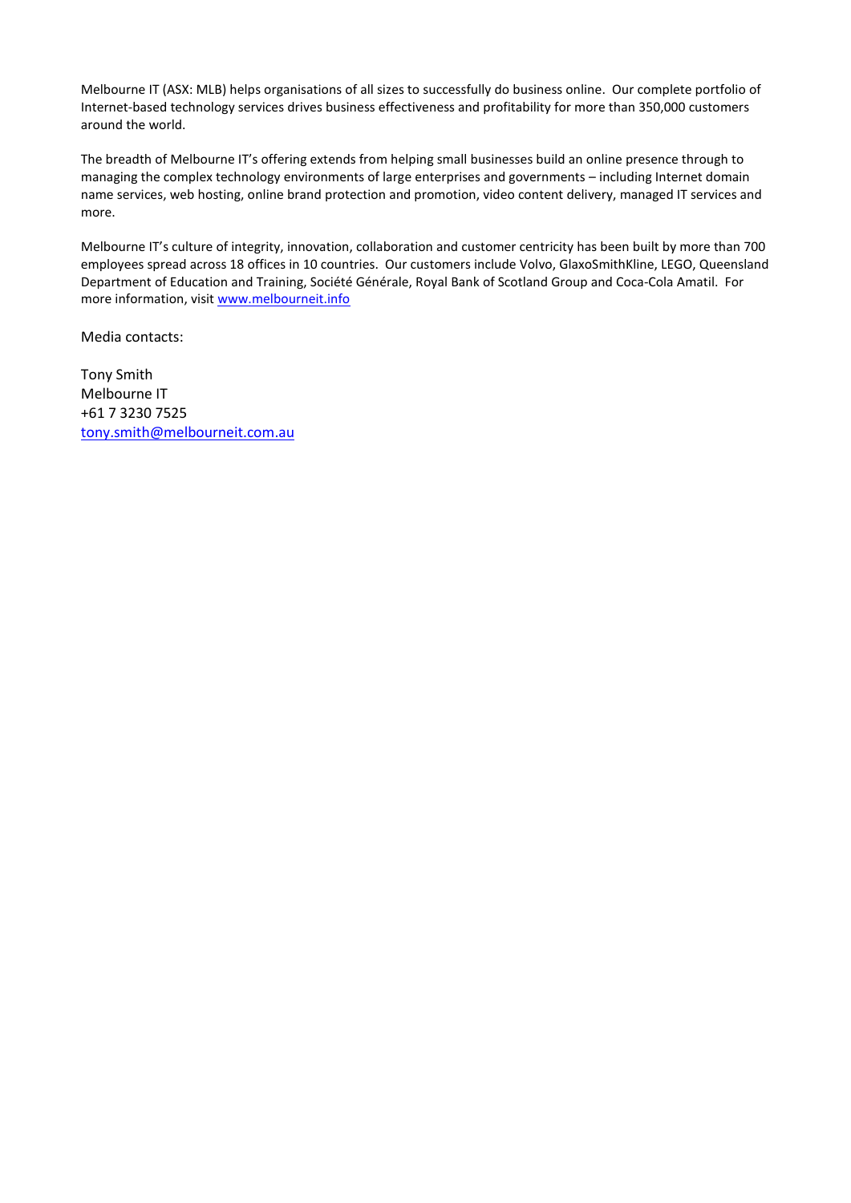Melbourne IT (ASX: MLB) helps organisations of all sizes to successfully do business online. Our complete portfolio of Internet-based technology services drives business effectiveness and profitability for more than 350,000 customers around the world.

The breadth of Melbourne IT's offering extends from helping small businesses build an online presence through to managing the complex technology environments of large enterprises and governments – including Internet domain name services, web hosting, online brand protection and promotion, video content delivery, managed IT services and more.

Melbourne IT's culture of integrity, innovation, collaboration and customer centricity has been built by more than 700 employees spread across 18 offices in 10 countries. Our customers include Volvo, GlaxoSmithKline, LEGO, Queensland Department of Education and Training, Société Générale, Royal Bank of Scotland Group and Coca-Cola Amatil. For more information, visit www.melbourneit.info

Media contacts:

Tony Smith
Melbourne IT
+61 7 3230 7525
tony.smith@melbourneit.com.au